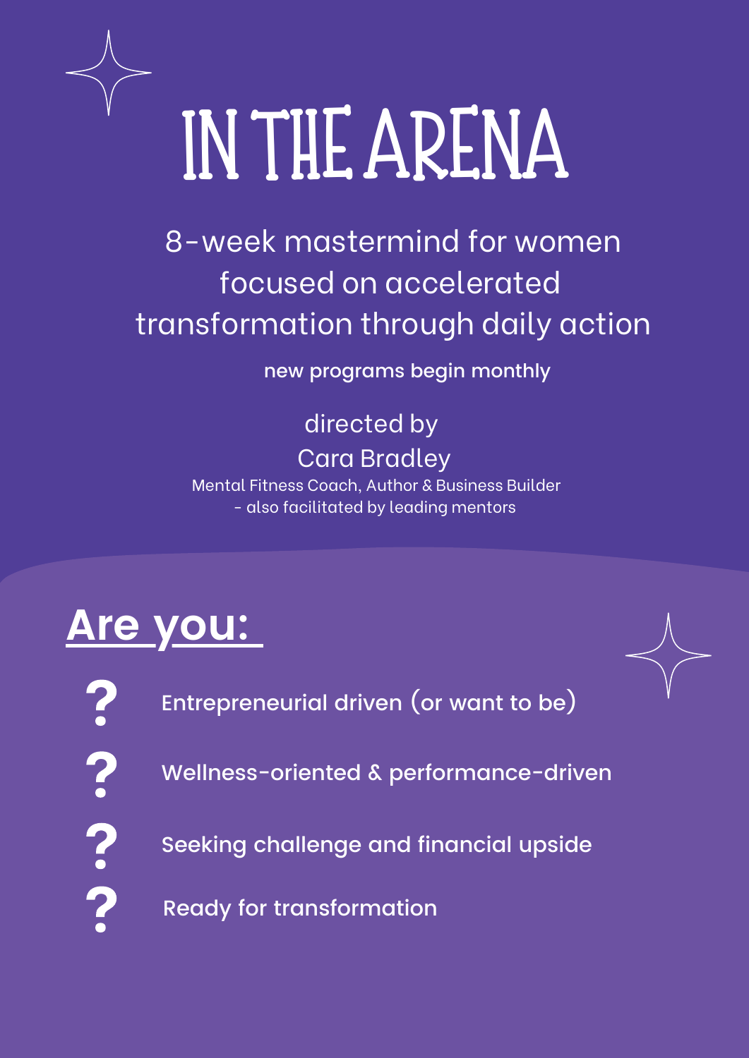# IN THE ARENA

8-week mastermind for women focused on accelerated transformation through daily action

**new programs begin monthly**

directed by

Cara Bradley

Mental Fitness Coach, Author & Business Builder

- also facilitated by leading mentors

## Are you:

- ? Entrepreneurial driven (or want to be)
- ? Wellness-oriented & performance-driven
- ? Seeking challenge and financial upside
- ? Ready for transformation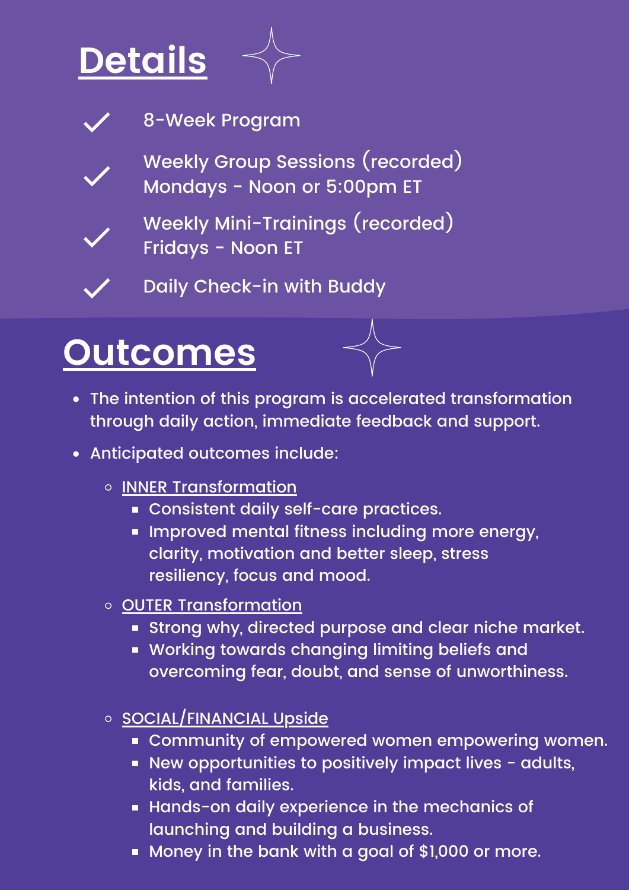# Details

- ✓ 8-Week Program
- ✓ Weekly Group Sessions (recorded)
  Mondays - Noon or 5:00pm ET
- ✓ Weekly Mini-Trainings (recorded)
  Fridays - Noon ET
- ✓ Daily Check-in with Buddy

# Outcomes

- The intention of this program is accelerated transformation through daily action, immediate feedback and support.
- Anticipated outcomes include:
  - INNER Transformation
    - Consistent daily self-care practices.
    - Improved mental fitness including more energy, clarity, motivation and better sleep, stress resiliency, focus and mood.
  - OUTER Transformation
    - Strong why, directed purpose and clear niche market.
    - Working towards changing limiting beliefs and overcoming fear, doubt, and sense of unworthiness.
  - SOCIAL/FINANCIAL Upside
    - Community of empowered women empowering women.
    - New opportunities to positively impact lives - adults, kids, and families.
    - Hands-on daily experience in the mechanics of launching and building a business.
    - Money in the bank with a goal of $1,000 or more.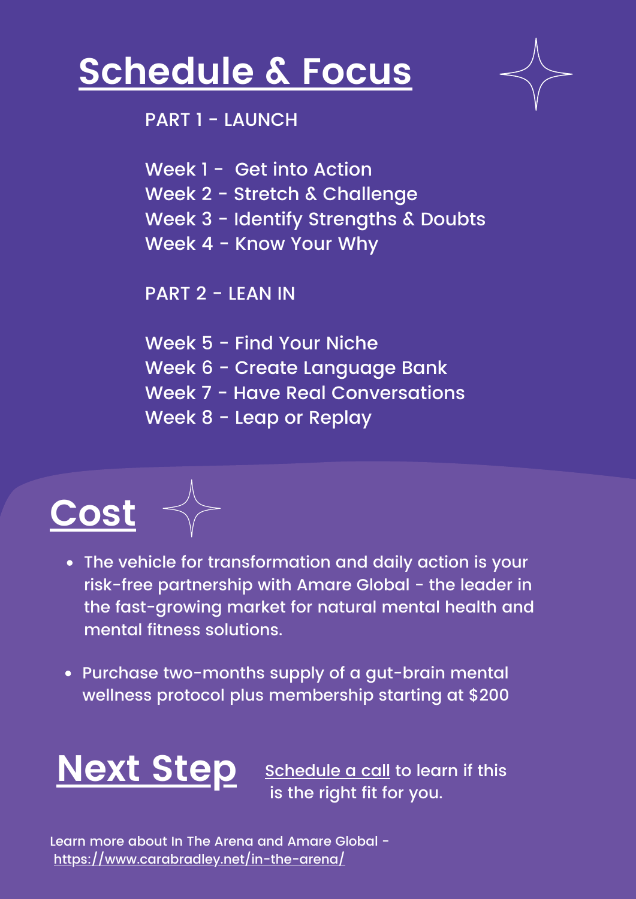# Schedule & Focus

PART 1 - LAUNCH

Week 1 - Get into Action
Week 2 - Stretch & Challenge
Week 3 - Identify Strengths & Doubts
Week 4 - Know Your Why

PART 2 - LEAN IN

Week 5 - Find Your Niche
Week 6 - Create Language Bank
Week 7 - Have Real Conversations
Week 8 - Leap or Replay

# Cost

- The vehicle for transformation and daily action is your risk-free partnership with Amare Global - the leader in the fast-growing market for natural mental health and mental fitness solutions.
- Purchase two-months supply of a gut-brain mental wellness protocol plus membership starting at $200

# Next Step

Schedule a call to learn if this is the right fit for you.

Learn more about In The Arena and Amare Global - https://www.carabradley.net/in-the-arena/